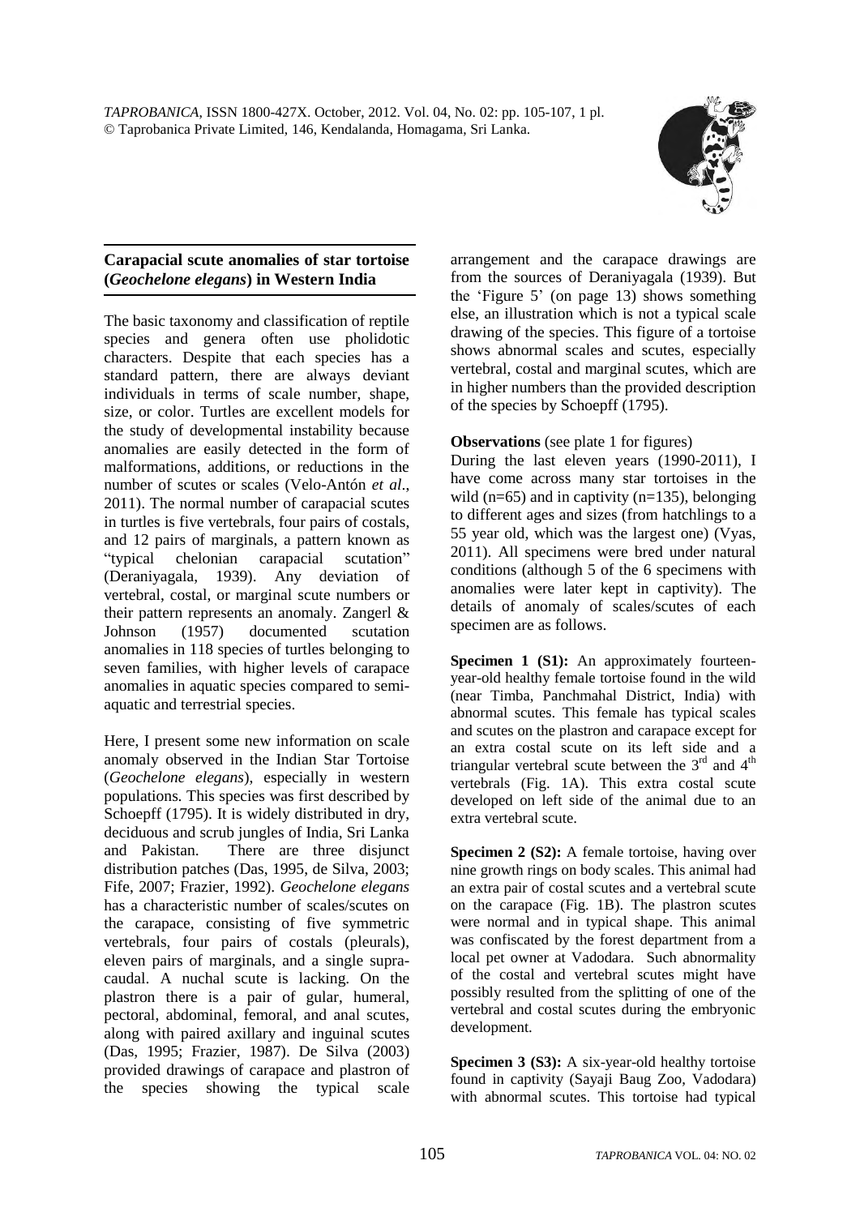## Carapacial scute anomalies of star tortoise (*Geochelone elegans*) in Western India

The basic taxonomy and classification of reptile species and genera often use pholidotic characters. Despite that each species has a standard pattern, there are always deviant individuals in terms of scale number, shape, size, or color. Turtles are excellent models for the study of developmental instability because anomalies are easily detected in the form of malformations, additions, or reductions in the number of scutes or scales (Velo-Antón *et al*., 2011). The normal number of carapacial scutes in turtles is five vertebrals, four pairs of costals, and 12 pairs of marginals, a pattern known as "typical chelonian carapacial scutation" (Deraniyagala, 1939). Any deviation of vertebral, costal, or marginal scute numbers or their pattern represents an anomaly. Zangerl & Johnson (1957) documented scutation anomalies in 118 species of turtles belonging to seven families, with higher levels of carapace anomalies in aquatic species compared to semi-aquatic and terrestrial species.

Here, I present some new information on scale anomaly observed in the Indian Star Tortoise (*Geochelone elegans*), especially in western populations. This species was first described by Schoepff (1795). It is widely distributed in dry, deciduous and scrub jungles of India, Sri Lanka and Pakistan. There are three disjunct distribution patches (Das, 1995, de Silva, 2003; Fife, 2007; Frazier, 1992). *Geochelone elegans* has a characteristic number of scales/scutes on the carapace, consisting of five symmetric vertebrals, four pairs of costals (pleurals), eleven pairs of marginals, and a single supra-caudal. A nuchal scute is lacking. On the plastron there is a pair of gular, humeral, pectoral, abdominal, femoral, and anal scutes, along with paired axillary and inguinal scutes (Das, 1995; Frazier, 1987). De Silva (2003) provided drawings of carapace and plastron of the species showing the typical scale arrangement and the carapace drawings are from the sources of Deraniyagala (1939). But the 'Figure 5' (on page 13) shows something else, an illustration which is not a typical scale drawing of the species. This figure of a tortoise shows abnormal scales and scutes, especially vertebral, costal and marginal scutes, which are in higher numbers than the provided description of the species by Schoepff (1795).

**Observations** (see plate 1 for figures)

During the last eleven years (1990-2011), I have come across many star tortoises in the wild (n=65) and in captivity (n=135), belonging to different ages and sizes (from hatchlings to a 55 year old, which was the largest one) (Vyas, 2011). All specimens were bred under natural conditions (although 5 of the 6 specimens with anomalies were later kept in captivity). The details of anomaly of scales/scutes of each specimen are as follows.

**Specimen 1 (S1):** An approximately fourteen-year-old healthy female tortoise found in the wild (near Timba, Panchmahal District, India) with abnormal scutes. This female has typical scales and scutes on the plastron and carapace except for an extra costal scute on its left side and a triangular vertebral scute between the 3rd and 4th vertebrals (Fig. 1A). This extra costal scute developed on left side of the animal due to an extra vertebral scute.

**Specimen 2 (S2):** A female tortoise, having over nine growth rings on body scales. This animal had an extra pair of costal scutes and a vertebral scute on the carapace (Fig. 1B). The plastron scutes were normal and in typical shape. This animal was confiscated by the forest department from a local pet owner at Vadodara. Such abnormality of the costal and vertebral scutes might have possibly resulted from the splitting of one of the vertebral and costal scutes during the embryonic development.

**Specimen 3 (S3):** A six-year-old healthy tortoise found in captivity (Sayaji Baug Zoo, Vadodara) with abnormal scutes. This tortoise had typical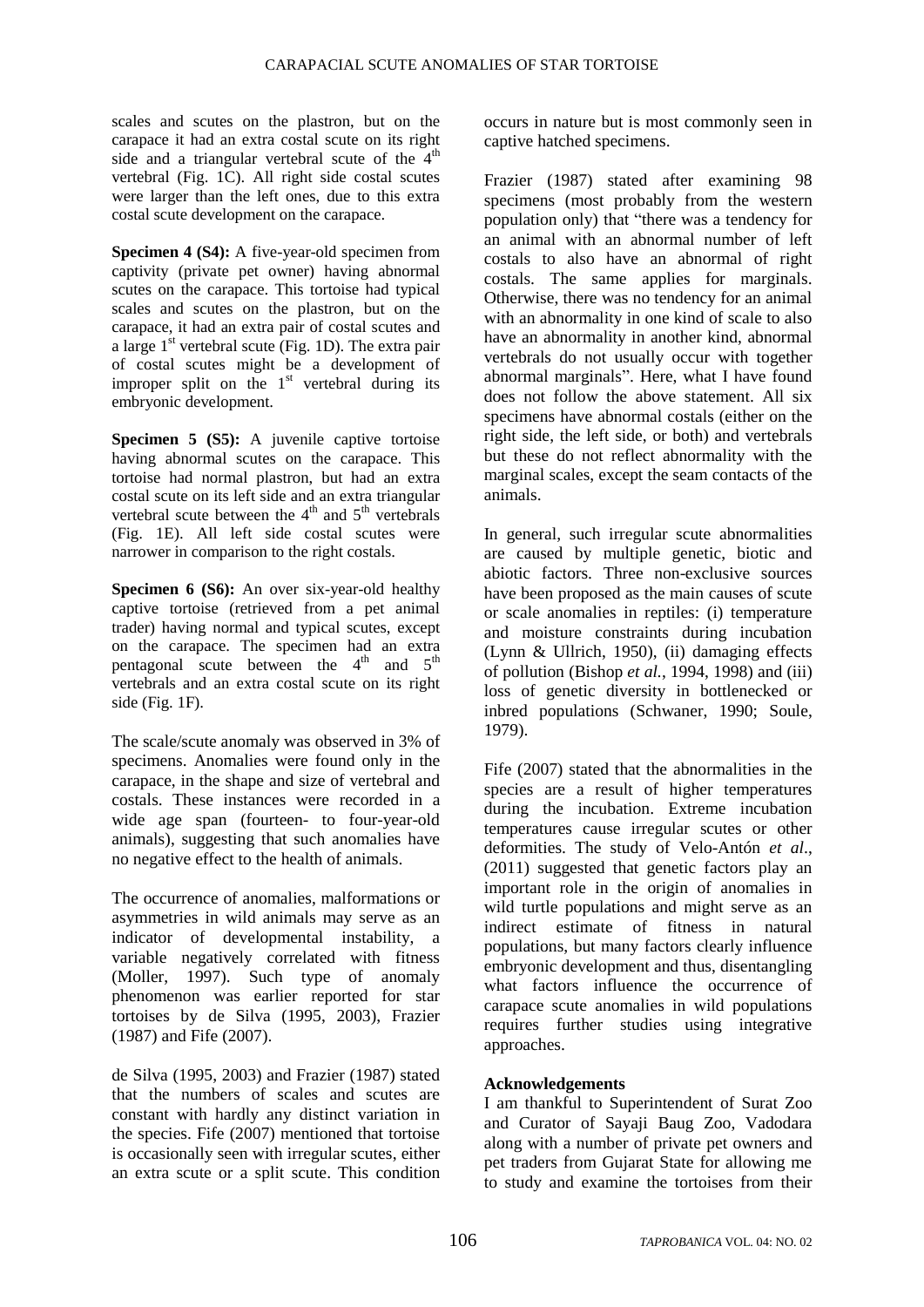scales and scutes on the plastron, but on the carapace it had an extra costal scute on its right side and a triangular vertebral scute of the 4th vertebral (Fig. 1C). All right side costal scutes were larger than the left ones, due to this extra costal scute development on the carapace.

**Specimen 4 (S4):** A five-year-old specimen from captivity (private pet owner) having abnormal scutes on the carapace. This tortoise had typical scales and scutes on the plastron, but on the carapace, it had an extra pair of costal scutes and a large 1st vertebral scute (Fig. 1D). The extra pair of costal scutes might be a development of improper split on the 1st vertebral during its embryonic development.

**Specimen 5 (S5):** A juvenile captive tortoise having abnormal scutes on the carapace. This tortoise had normal plastron, but had an extra costal scute on its left side and an extra triangular vertebral scute between the 4th and 5th vertebrals (Fig. 1E). All left side costal scutes were narrower in comparison to the right costals.

**Specimen 6 (S6):** An over six-year-old healthy captive tortoise (retrieved from a pet animal trader) having normal and typical scutes, except on the carapace. The specimen had an extra pentagonal scute between the 4th and 5th vertebrals and an extra costal scute on its right side (Fig. 1F).

The scale/scute anomaly was observed in 3% of specimens. Anomalies were found only in the carapace, in the shape and size of vertebral and costals. These instances were recorded in a wide age span (fourteen- to four-year-old animals), suggesting that such anomalies have no negative effect to the health of animals.

The occurrence of anomalies, malformations or asymmetries in wild animals may serve as an indicator of developmental instability, a variable negatively correlated with fitness (Moller, 1997). Such type of anomaly phenomenon was earlier reported for star tortoises by de Silva (1995, 2003), Frazier (1987) and Fife (2007).

de Silva (1995, 2003) and Frazier (1987) stated that the numbers of scales and scutes are constant with hardly any distinct variation in the species. Fife (2007) mentioned that tortoise is occasionally seen with irregular scutes, either an extra scute or a split scute. This condition occurs in nature but is most commonly seen in captive hatched specimens.

Frazier (1987) stated after examining 98 specimens (most probably from the western population only) that "there was a tendency for an animal with an abnormal number of left costals to also have an abnormal of right costals. The same applies for marginals. Otherwise, there was no tendency for an animal with an abnormality in one kind of scale to also have an abnormality in another kind, abnormal vertebrals do not usually occur with together abnormal marginals". Here, what I have found does not follow the above statement. All six specimens have abnormal costals (either on the right side, the left side, or both) and vertebrals but these do not reflect abnormality with the marginal scales, except the seam contacts of the animals.

In general, such irregular scute abnormalities are caused by multiple genetic, biotic and abiotic factors. Three non-exclusive sources have been proposed as the main causes of scute or scale anomalies in reptiles: (i) temperature and moisture constraints during incubation (Lynn & Ullrich, 1950), (ii) damaging effects of pollution (Bishop *et al.*, 1994, 1998) and (iii) loss of genetic diversity in bottlenecked or inbred populations (Schwaner, 1990; Soule, 1979).

Fife (2007) stated that the abnormalities in the species are a result of higher temperatures during the incubation. Extreme incubation temperatures cause irregular scutes or other deformities. The study of Velo-Antón *et al*., (2011) suggested that genetic factors play an important role in the origin of anomalies in wild turtle populations and might serve as an indirect estimate of fitness in natural populations, but many factors clearly influence embryonic development and thus, disentangling what factors influence the occurrence of carapace scute anomalies in wild populations requires further studies using integrative approaches.

### Acknowledgements

I am thankful to Superintendent of Surat Zoo and Curator of Sayaji Baug Zoo, Vadodara along with a number of private pet owners and pet traders from Gujarat State for allowing me to study and examine the tortoises from their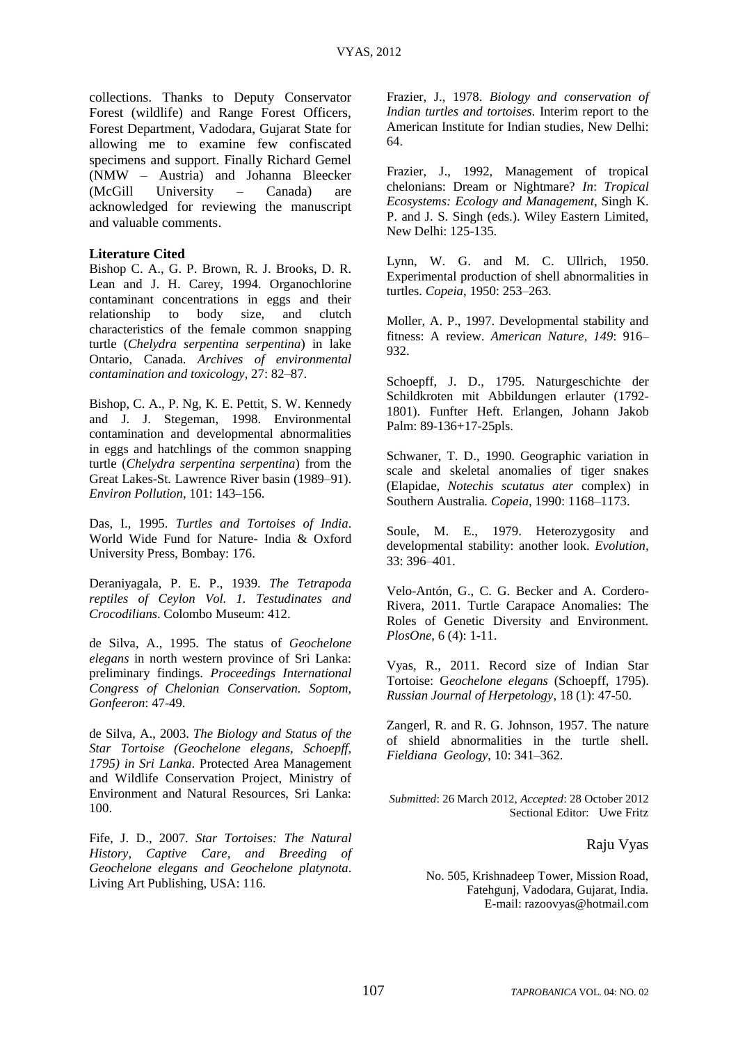collections. Thanks to Deputy Conservator Forest (wildlife) and Range Forest Officers, Forest Department, Vadodara, Gujarat State for allowing me to examine few confiscated specimens and support. Finally Richard Gemel (NMW – Austria) and Johanna Bleecker (McGill University – Canada) are acknowledged for reviewing the manuscript and valuable comments.

### Literature Cited

Bishop C. A., G. P. Brown, R. J. Brooks, D. R. Lean and J. H. Carey, 1994. Organochlorine contaminant concentrations in eggs and their relationship to body size, and clutch characteristics of the female common snapping turtle (*Chelydra serpentina serpentina*) in lake Ontario, Canada. *Archives of environmental contamination and toxicology*, 27: 82–87.

Bishop, C. A., P. Ng, K. E. Pettit, S. W. Kennedy and J. J. Stegeman, 1998. Environmental contamination and developmental abnormalities in eggs and hatchlings of the common snapping turtle (*Chelydra serpentina serpentina*) from the Great Lakes-St. Lawrence River basin (1989–91). *Environ Pollution*, 101: 143–156.

Das, I., 1995. *Turtles and Tortoises of India*. World Wide Fund for Nature- India & Oxford University Press, Bombay: 176.

Deraniyagala, P. E. P., 1939. *The Tetrapoda reptiles of Ceylon Vol. 1. Testudinates and Crocodilians*. Colombo Museum: 412.

de Silva, A., 1995. The status of *Geochelone elegans* in north western province of Sri Lanka: preliminary findings. *Proceedings International Congress of Chelonian Conservation. Soptom, Gonfeeron*: 47-49.

de Silva, A., 2003. *The Biology and Status of the Star Tortoise (Geochelone elegans, Schoepff, 1795) in Sri Lanka*. Protected Area Management and Wildlife Conservation Project, Ministry of Environment and Natural Resources, Sri Lanka: 100.

Fife, J. D., 2007. *Star Tortoises: The Natural History, Captive Care, and Breeding of Geochelone elegans and Geochelone platynota*. Living Art Publishing, USA: 116.

Frazier, J., 1978. *Biology and conservation of Indian turtles and tortoises*. Interim report to the American Institute for Indian studies, New Delhi: 64.

Frazier, J., 1992, Management of tropical chelonians: Dream or Nightmare? *In*: *Tropical Ecosystems: Ecology and Management*, Singh K. P. and J. S. Singh (eds.). Wiley Eastern Limited, New Delhi: 125-135.

Lynn, W. G. and M. C. Ullrich, 1950. Experimental production of shell abnormalities in turtles. *Copeia*, 1950: 253–263.

Moller, A. P., 1997. Developmental stability and fitness: A review. *American Nature*, *149*: 916–932.

Schoepff, J. D., 1795. Naturgeschichte der Schildkroten mit Abbildungen erlauter (1792-1801). Funfter Heft. Erlangen, Johann Jakob Palm: 89-136+17-25pls.

Schwaner, T. D., 1990. Geographic variation in scale and skeletal anomalies of tiger snakes (Elapidae, *Notechis scutatus ater* complex) in Southern Australia. *Copeia*, 1990: 1168–1173.

Soule, M. E., 1979. Heterozygosity and developmental stability: another look. *Evolution*, 33: 396–401.

Velo-Antón, G., C. G. Becker and A. Cordero-Rivera, 2011. Turtle Carapace Anomalies: The Roles of Genetic Diversity and Environment. *PlosOne*, 6 (4): 1-11.

Vyas, R., 2011. Record size of Indian Star Tortoise: G*eochelone elegans* (Schoepff, 1795). *Russian Journal of Herpetology*, 18 (1): 47-50.

Zangerl, R. and R. G. Johnson, 1957. The nature of shield abnormalities in the turtle shell. *Fieldiana Geology*, 10: 341–362.

*Submitted*: 26 March 2012, *Accepted*: 28 October 2012
Sectional Editor: Uwe Fritz

Raju Vyas

No. 505, Krishnadeep Tower, Mission Road,
Fatehgunj, Vadodara, Gujarat, India.
E-mail: razoovyas@hotmail.com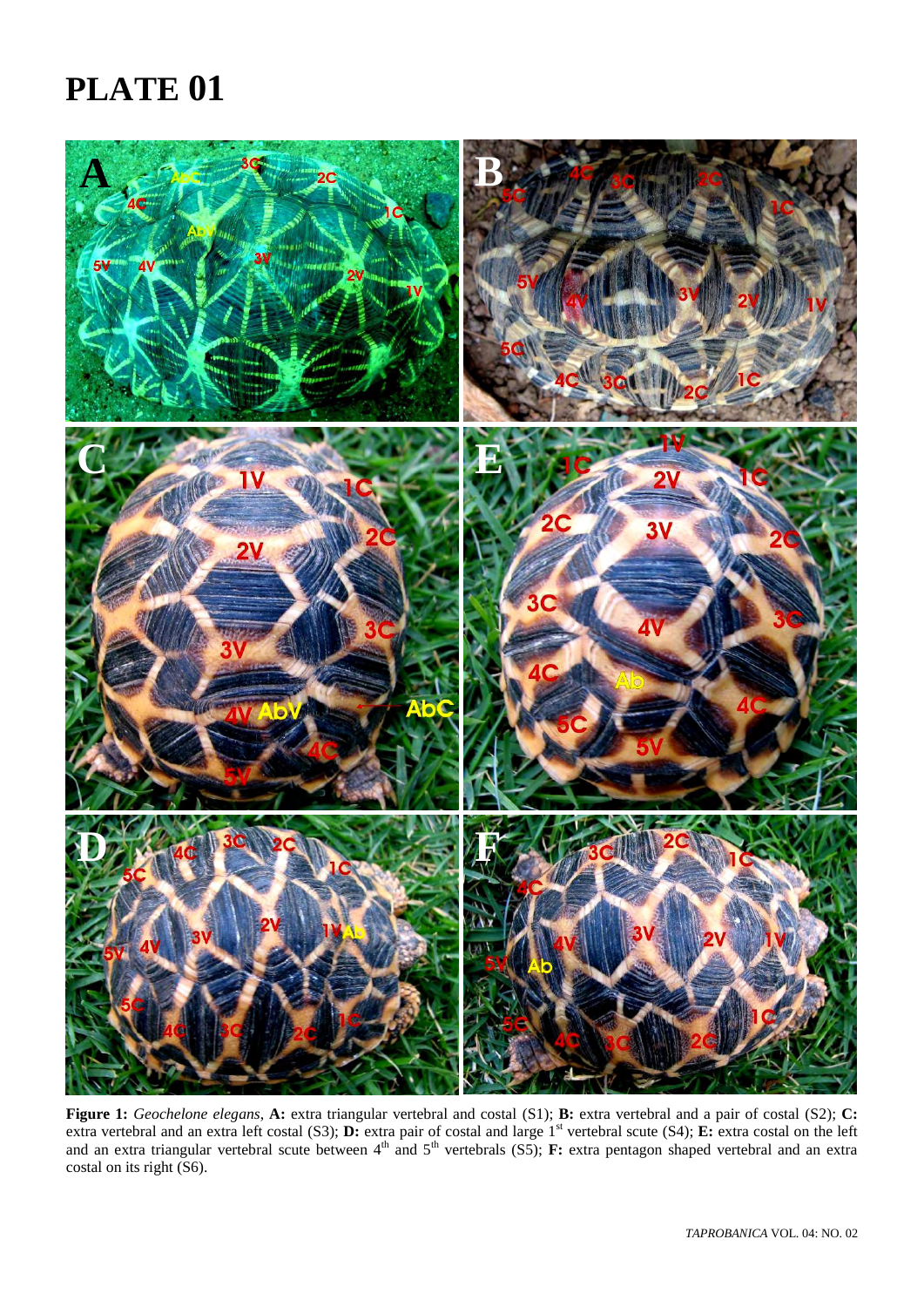# PLATE 01

**Figure 1:** *Geochelone elegans*, **A:** extra triangular vertebral and costal (S1); **B:** extra vertebral and a pair of costal (S2); **C:** extra vertebral and an extra left costal (S3); **D:** extra pair of costal and large 1[st] vertebral scute (S4); **E:** extra costal on the left and an extra triangular vertebral scute between 4[th] and 5[th] vertebrals (S5); **F:** extra pentagon shaped vertebral and an extra costal on its right (S6).